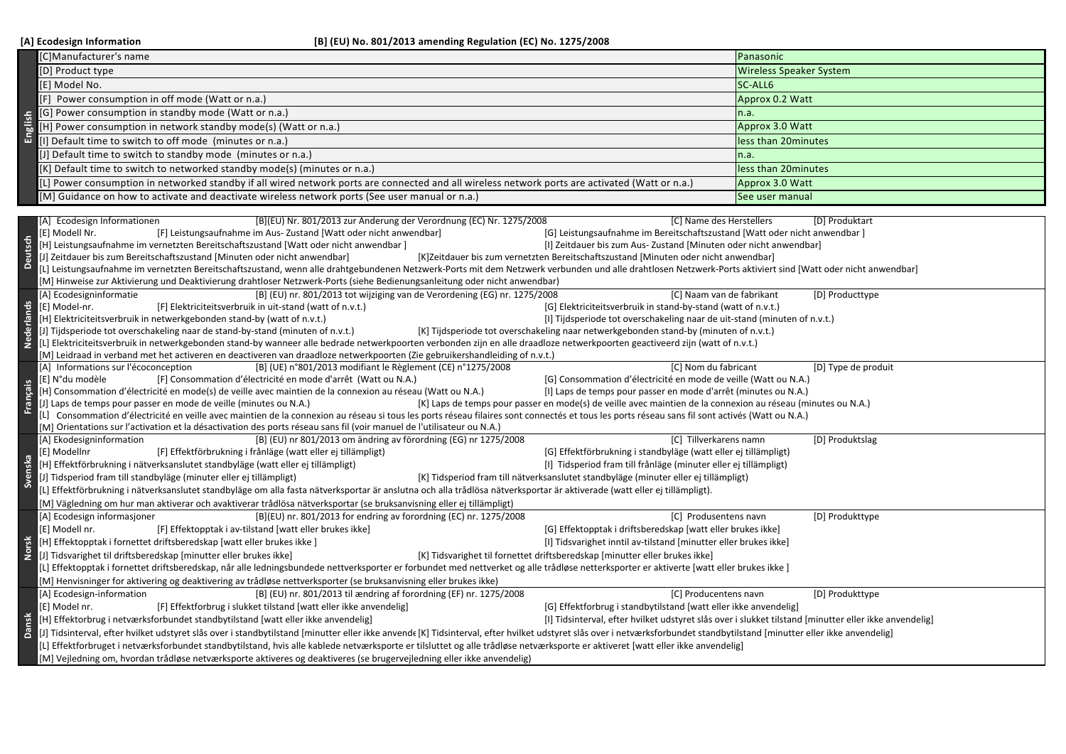**[A] Ecodesign Information** **[B] (EU) No. 801/2013 amending Regulation (EC) No. 1275/2008**

| English | | |
|---|---|---|
| | [C]Manufacturer's name | Panasonic |
| | [D] Product type | Wireless Speaker System |
| | [E] Model No. | SC-ALL6 |
| | [F] Power consumption in off mode (Watt or n.a.) | Approx 0.2 Watt |
| | [G] Power consumption in standby mode (Watt or n.a.) | n.a. |
| | [H] Power consumption in network standby mode(s) (Watt or n.a.) | Approx 3.0 Watt |
| | [I] Default time to switch to off mode (minutes or n.a.) | less than 20minutes |
| | [J] Default time to switch to standby mode (minutes or n.a.) | n.a. |
| | [K] Default time to switch to networked standby mode(s) (minutes or n.a.) | less than 20minutes |
| | [L] Power consumption in networked standby if all wired network ports are connected and all wireless network ports are activated (Watt or n.a.) | Approx 3.0 Watt |
| | [M] Guidance on how to activate and deactivate wireless network ports (See user manual or n.a.) | See user manual |

**Deutsch**

[A] Ecodesign Informationen
[B](EU) Nr. 801/2013 zur Anderung der Verordnung (EC) Nr. 1275/2008
[C] Name des Herstellers
[D] Produktart
[E] Modell Nr.
[F] Leistungsaufnahme im Aus- Zustand [Watt oder nicht anwendbar]
[G] Leistungsaufnahme im Bereitschaftszustand [Watt oder nicht anwendbar ]
[H] Leistungsaufnahme im vernetzten Bereitschaftszustand [Watt oder nicht anwendbar ]
[I] Zeitdauer bis zum Aus- Zustand [Minuten oder nicht anwendbar]
[J] Zeitdauer bis zum Bereitschaftszustand [Minuten oder nicht anwendbar]
[K]Zeitdauer bis zum vernetzten Bereitschaftszustand [Minuten oder nicht anwendbar]
[L] Leistungsaufnahme im vernetzten Bereitschaftszustand, wenn alle drahtgebundenen Netzwerk-Ports mit dem Netzwerk verbunden und alle drahtlosen Netzwerk-Ports aktiviert sind [Watt oder nicht anwendbar]
[M] Hinweise zur Aktivierung und Deaktivierung drahtloser Netzwerk-Ports (siehe Bedienungsanleitung oder nicht anwendbar)

**Nederlands**

[A] Ecodesigninformatie
[B] (EU) nr. 801/2013 tot wijziging van de Verordening (EG) nr. 1275/2008
[C] Naam van de fabrikant
[D] Producttype
[E] Model-nr.
[F] Elektriciteitsverbruik in uit-stand (watt of n.v.t.)
[G] Elektriciteitsverbruik in stand-by-stand (watt of n.v.t.)
[H] Elektriciteitsverbruik in netwerkgebonden stand-by (watt of n.v.t.)
[I] Tijdsperiode tot overschakeling naar de uit-stand (minuten of n.v.t.)
[J] Tijdsperiode tot overschakeling naar de stand-by-stand (minuten of n.v.t.)
[K] Tijdsperiode tot overschakeling naar netwerkgebonden stand-by (minuten of n.v.t.)
[L] Elektriciteitsverbruik in netwerkgebonden stand-by wanneer alle bedrade netwerkpoorten verbonden zijn en alle draadloze netwerkpoorten geactiveerd zijn (watt of n.v.t.)
[M] Leidraad in verband met het activeren en deactiveren van draadloze netwerkpoorten (Zie gebruikershandleiding of n.v.t.)

**Français**

[A] Informations sur l'écoconception
[B] (UE) n°801/2013 modifiant le Règlement (CE) n°1275/2008
[C] Nom du fabricant
[D] Type de produit
[E] N°du modèle
[F] Consommation d'électricité en mode d'arrêt (Watt ou N.A.)
[G] Consommation d'électricité en mode de veille (Watt ou N.A.)
[H] Consommation d'électricité en mode(s) de veille avec maintien de la connexion au réseau (Watt ou N.A.)
[I] Laps de temps pour passer en mode d'arrêt (minutes ou N.A.)
[J] Laps de temps pour passer en mode de veille (minutes ou N.A.)
[K] Laps de temps pour passer en mode(s) de veille avec maintien de la connexion au réseau (minutes ou N.A.)
[L] Consommation d'électricité en veille avec maintien de la connexion au réseau si tous les ports réseau filaires sont connectés et tous les ports réseau sans fil sont activés (Watt ou N.A.)
[M] Orientations sur l'activation et la désactivation des ports réseau sans fil (voir manuel de l'utilisateur ou N.A.)

**Svenska**

[A] Ekodesigninformation
[B] (EU) nr 801/2013 om ändring av förordning (EG) nr 1275/2008
[C] Tillverkarens namn
[D] Produktslag
[E] Modellnr
[F] Effektförbrukning i frånläge (watt eller ej tillämpligt)
[G] Effektförbrukning i standbyläge (watt eller ej tillämpligt)
[H] Effektförbrukning i nätverksanslutet standbyläge (watt eller ej tillämpligt)
[I] Tidsperiod fram till frånläge (minuter eller ej tillämpligt)
[J] Tidsperiod fram till standbyläge (minuter eller ej tillämpligt)
[K] Tidsperiod fram till nätverksanslutet standbyläge (minuter eller ej tillämpligt)
[L] Effektförbrukning i nätverksanslutet standbyläge om alla fasta nätverksportar är anslutna och alla trådlösa nätverksportar är aktiverade (watt eller ej tillämpligt).
[M] Vägledning om hur man aktiverar och avaktiverar trådlösa nätverksportar (se bruksanvisning eller ej tillämpligt)

**Norsk**

[A] Ecodesign informasjoner
[B](EU) nr. 801/2013 for endring av forordning (EC) nr. 1275/2008
[C] Produsentens navn
[D] Produkttype
[E] Modell nr.
[F] Effektopptak i av-tilstand [watt eller brukes ikke]
[G] Effektopptak i driftsberedskap [watt eller brukes ikke]
[H] Effektopptak i fornettet driftsberedskap [watt eller brukes ikke ]
[I] Tidsvarighet inntil av-tilstand [minutter eller brukes ikke]
[J] Tidsvarighet til driftsberedskap [minutter eller brukes ikke]
[K] Tidsvarighet til fornettet driftsberedskap [minutter eller brukes ikke]
[L] Effektopptak i fornettet driftsberedskap, når alle ledningsbundede nettverksporter er forbundet med nettverket og alle trådløse netterksporter er aktiverte [watt eller brukes ikke ]
[M] Henvisninger for aktivering og deaktivering av trådløse nettverksporter (se bruksanvisning eller brukes ikke)

**Dansk**

[A] Ecodesign-information
[B] (EU) nr. 801/2013 til ændring af forordning (EF) nr. 1275/2008
[C] Producentens navn
[D] Produkttype
[E] Model nr.
[F] Effektforbrug i slukket tilstand [watt eller ikke anvendelig]
[G] Effektforbrug i standbytilstand [watt eller ikke anvendelig]
[H] Effektorbrug i netværksforbundet standbytilstand [watt eller ikke anvendelig]
[I] Tidsinterval, efter hvilket udstyret slås over i slukket tilstand [minutter eller ikke anvendelig]
[J] Tidsinterval, efter hvilket udstyret slås over i standbytilstand [minutter eller ikke anvende
[K] Tidsinterval, efter hvilket udstyret slås over i netværksforbundet standbytilstand [minutter eller ikke anvendelig]
[L] Effektforbruget i netværksforbundet standbytilstand, hvis alle kablede netværksporte er tilsluttet og alle trådløse netværksporte er aktiveret [watt eller ikke anvendelig]
[M] Vejledning om, hvordan trådløse netværksporte aktiveres og deaktiveres (se brugervejledning eller ikke anvendelig)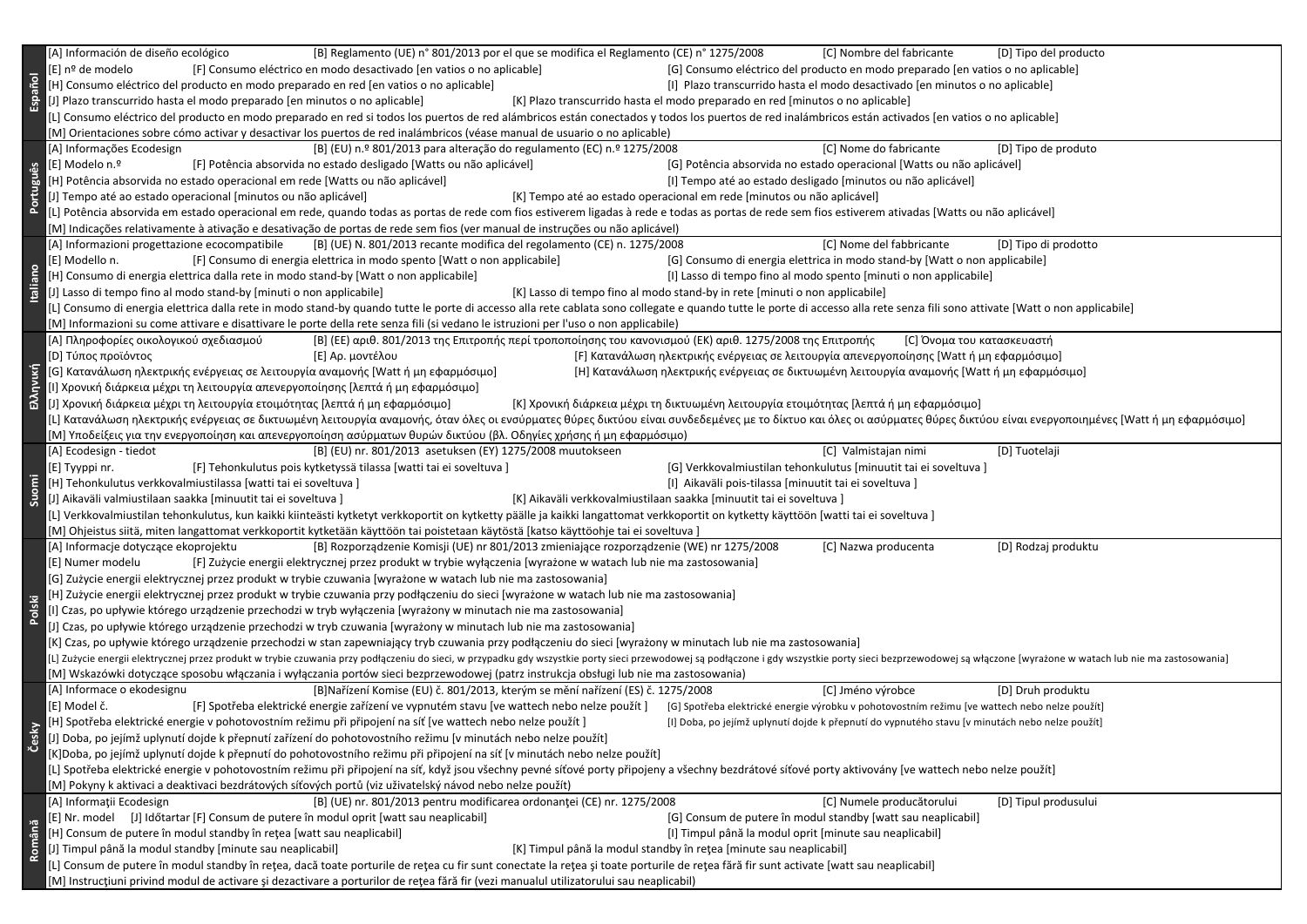| Language | Content |
| --- | --- |
| Español | [A] Información de diseño ecológico [B] Reglamento (UE) n° 801/2013 por el que se modifica el Reglamento (CE) n° 1275/2008 [C] Nombre del fabricante [D] Tipo del producto<br>[E] nº de modelo [F] Consumo eléctrico en modo desactivado [en vatios o no aplicable] [G] Consumo eléctrico del producto en modo preparado [en vatios o no aplicable]<br>[H] Consumo eléctrico del producto en modo preparado en red [en vatios o no aplicable] [I] Plazo transcurrido hasta el modo desactivado [en minutos o no aplicable]<br>[J] Plazo transcurrido hasta el modo preparado [en minutos o no aplicable] [K] Plazo transcurrido hasta el modo preparado en red [minutos o no aplicable]<br>[L] Consumo eléctrico del producto en modo preparado en red si todos los puertos de red alámbricos están conectados y todos los puertos de red inalámbricos están activados [en vatios o no aplicable]<br>[M] Orientaciones sobre cómo activar y desactivar los puertos de red inalámbricos (véase manual de usuario o no aplicable) |
| Português | [A] Informações Ecodesign [B] (EU) n.º 801/2013 para alteração do regulamento (EC) n.º 1275/2008 [C] Nome do fabricante [D] Tipo de produto<br>[E] Modelo n.º [F] Potência absorvida no estado desligado [Watts ou não aplicável] [G] Potência absorvida no estado operacional [Watts ou não aplicável]<br>[H] Potência absorvida no estado operacional em rede [Watts ou não aplicável] [I] Tempo até ao estado desligado [minutos ou não aplicável]<br>[J] Tempo até ao estado operacional [minutos ou não aplicável] [K] Tempo até ao estado operacional em rede [minutos ou não aplicável]<br>[L] Potência absorvida em estado operacional em rede, quando todas as portas de rede com fios estiverem ligadas à rede e todas as portas de rede sem fios estiverem ativadas [Watts ou não aplicável]<br>[M] Indicações relativamente à ativação e desativação de portas de rede sem fios (ver manual de instruções ou não aplicável) |
| Italiano | [A] Informazioni progettazione ecocompatibile [B] (UE) N. 801/2013 recante modifica del regolamento (CE) n. 1275/2008 [C] Nome del fabbricante [D] Tipo di prodotto<br>[E] Modello n. [F] Consumo di energia elettrica in modo spento [Watt o non applicabile] [G] Consumo di energia elettrica in modo stand-by [Watt o non applicabile]<br>[H] Consumo di energia elettrica dalla rete in modo stand-by [Watt o non applicabile] [I] Lasso di tempo fino al modo spento [minuti o non applicabile]<br>[J] Lasso di tempo fino al modo stand-by [minuti o non applicabile] [K] Lasso di tempo fino al modo stand-by in rete [minuti o non applicabile]<br>[L] Consumo di energia elettrica dalla rete in modo stand-by quando tutte le porte di accesso alla rete cablata sono collegate e quando tutte le porte di accesso alla rete senza fili sono attivate [Watt o non applicabile]<br>[M] Informazioni su come attivare e disattivare le porte della rete senza fili (si vedano le istruzioni per l'uso o non applicabile) |
| Ελληνική | [A] Πληροφορίες οικολογικού σχεδιασμού [B] (ΕΕ) αριθ. 801/2013 της Επιτροπής περί τροποποίησης του κανονισμού (ΕΚ) αριθ. 1275/2008 της Επιτροπής [C] Όνομα του κατασκευαστή<br>[D] Τύπος προϊόντος [E] Αρ. μοντέλου [F] Κατανάλωση ηλεκτρικής ενέργειας σε λειτουργία απενεργοποίησης [Watt ή μη εφαρμόσιμο]<br>[G] Κατανάλωση ηλεκτρικής ενέργειας σε λειτουργία αναμονής [Watt ή μη εφαρμόσιμο] [H] Κατανάλωση ηλεκτρικής ενέργειας σε δικτυωμένη λειτουργία αναμονής [Watt ή μη εφαρμόσιμο]<br>[I] Χρονική διάρκεια μέχρι τη λειτουργία απενεργοποίησης [λεπτά ή μη εφαρμόσιμο]<br>[J] Χρονική διάρκεια μέχρι τη λειτουργία ετοιμότητας [λεπτά ή μη εφαρμόσιμο] [K] Χρονική διάρκεια μέχρι τη δικτυωμένη λειτουργία ετοιμότητας [λεπτά ή μη εφαρμόσιμο]<br>[L] Κατανάλωση ηλεκτρικής ενέργειας σε δικτυωμένη λειτουργία αναμονής, όταν όλες οι ενσύρματες θύρες δικτύου είναι συνδεδεμένες με το δίκτυο και όλες οι ασύρματες θύρες δικτύου είναι ενεργοποιημένες [Watt ή μη εφαρμόσιμο]<br>[M] Υποδείξεις για την ενεργοποίηση και απενεργοποίηση ασύρματων θυρών δικτύου (βλ. Οδηγίες χρήσης ή μη εφαρμόσιμο) |
| Suomi | [A] Ecodesign - tiedot [B] (EU) nr. 801/2013 asetuksen (EY) 1275/2008 muutokseen [C] Valmistajan nimi [D] Tuotelaji<br>[E] Tyyppi nr. [F] Tehonkulutus pois kytketyssä tilassa [watti tai ei soveltuva ] [G] Verkkovalmiustilan tehonkulutus [minuutit tai ei soveltuva ]<br>[H] Tehonkulutus verkkovalmiustilassa [watti tai ei soveltuva ] [I] Aikaväli pois-tilassa [minuutit tai ei soveltuva ]<br>[J] Aikaväli valmiustilaan saakka [minuutit tai ei soveltuva ] [K] Aikaväli verkkovalmiustilaan saakka [minuutit tai ei soveltuva ]<br>[L] Verkkovalmiustilan tehonkulutus, kun kaikki kiinteästi kytketyt verkkoportit on kytketty päälle ja kaikki langattomat verkkoportit on kytketty käyttöön [watti tai ei soveltuva ]<br>[M] Ohjeistus siitä, miten langattomat verkkoportit kytketään käyttöön tai poistetaan käytöstä [katso käyttöohje tai ei soveltuva ] |
| Polski | [A] Informacje dotyczące ekoprojektu [B] Rozporządzenie Komisji (UE) nr 801/2013 zmieniające rozporządzenie (WE) nr 1275/2008 [C] Nazwa producenta [D] Rodzaj produktu<br>[E] Numer modelu [F] Zużycie energii elektrycznej przez produkt w trybie wyłączenia [wyrażone w watach lub nie ma zastosowania]<br>[G] Zużycie energii elektrycznej przez produkt w trybie czuwania [wyrażone w watach lub nie ma zastosowania]<br>[H] Zużycie energii elektrycznej przez produkt w trybie czuwania przy podłączeniu do sieci [wyrażone w watach lub nie ma zastosowania]<br>[I] Czas, po upływie którego urządzenie przechodzi w tryb wyłączenia [wyrażony w minutach lub nie ma zastosowania]<br>[J] Czas, po upływie którego urządzenie przechodzi w tryb czuwania [wyrażony w minutach lub nie ma zastosowania]<br>[K] Czas, po upływie którego urządzenie przechodzi w stan zapewniający tryb czuwania przy podłączeniu do sieci [wyrażony w minutach lub nie ma zastosowania]<br>[L] Zużycie energii elektrycznej przez produkt w trybie czuwania przy podłączeniu do sieci, w przypadku gdy wszystkie porty sieci przewodowej są podłączone i gdy wszystkie porty sieci bezprzewodowej są włączone [wyrażone w watach lub nie ma zastosowania]<br>[M] Wskazówki dotyczące sposobu włączania i wyłączania portów sieci bezprzewodowej (patrz instrukcja obsługi lub nie ma zastosowania) |
| Česky | [A] Informace o ekodesignu [B]Nařízení Komise (EU) č. 801/2013, kterým se mění nařízení (ES) č. 1275/2008 [C] Jméno výrobce [D] Druh produktu<br>[E] Model č. [F] Spotřeba elektrické energie zařízení ve vypnutém stavu [ve wattech nebo nelze použít ] [G] Spotřeba elektrické energie výrobku v pohotovostním režimu [ve wattech nebo nelze použít]<br>[H] Spotřeba elektrické energie v pohotovostním režimu při připojení na síť [ve wattech nebo nelze použít ] [I] Doba, po jejímž uplynutí dojde k přepnutí do vypnutého stavu [v minutách nebo nelze použít]<br>[J] Doba, po jejímž uplynutí dojde k přepnutí zařízení do pohotovostního režimu [v minutách nebo nelze použít]<br>[K]Doba, po jejímž uplynutí dojde k přepnutí do pohotovostního režimu při připojení na síť [v minutách nebo nelze použít]<br>[L] Spotřeba elektrické energie v pohotovostním režimu při připojení na síť, když jsou všechny pevné síťové porty připojeny a všechny bezdrátové síťové porty aktivovány [ve wattech nebo nelze použít]<br>[M] Pokyny k aktivaci a deaktivaci bezdrátových síťových portů (viz uživatelský návod nebo nelze použít) |
| Română | [A] Informaţii Ecodesign [B] (UE) nr. 801/2013 pentru modificarea ordonanţei (CE) nr. 1275/2008 [C] Numele producătorului [D] Tipul produsului<br>[E] Nr. model [J] Időtartar [F] Consum de putere în modul oprit [watt sau neaplicabil] [G] Consum de putere în modul standby [watt sau neaplicabil]<br>[H] Consum de putere în modul standby în reţea [watt sau neaplicabil] [I] Timpul până la modul oprit [minute sau neaplicabil]<br>[J] Timpul până la modul standby [minute sau neaplicabil] [K] Timpul până la modul standby în reţea [minute sau neaplicabil]<br>[L] Consum de putere în modul standby în reţea, dacă toate porturile de reţea cu fir sunt conectate la reţea şi toate porturile de reţea fără fir sunt activate [watt sau neaplicabil]<br>[M] Instrucţiuni privind modul de activare şi dezactivare a porturilor de reţea fără fir (vezi manualul utilizatorului sau neaplicabil) |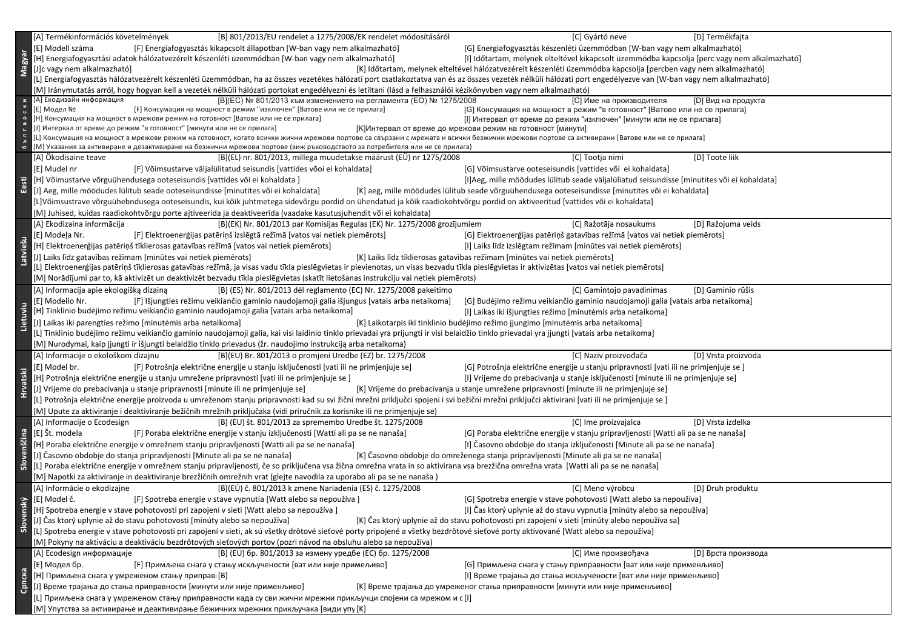| | |
|---|---|
| **Magyar** | [A] Termékinformációs követelmények [B] 801/2013/EU rendelet a 1275/2008/EK rendelet módosításáról [C] Gyártó neve [D] Termékfajta<br>[E] Modell száma [F] Energiafogyasztás kikapcsolt állapotban [W-ban vagy nem alkalmazható] [G] Energiafogyasztás készenléti üzemmódban [W-ban vagy nem alkalmazható]<br>[H] Energiafogyasztási adatok hálózatvezérelt készenléti üzemmódban [W-ban vagy nem alkalmazható] [I] Időtartam, melynek elteltével kikapcsolt üzemmódba kapcsolja [perc vagy nem alkalmazható]<br>[J]c vagy nem alkalmazható] [K] Időtartam, melynek elteltével hálózatvezérelt készenléti üzemmódba kapcsolja [percben vagy nem alkalmazható]<br>[L] Energiafogyasztás hálózatvezérelt készenléti üzemmódban, ha az összes vezetékes hálózati port csatlakoztatva van és az összes vezeték nélküli hálózati port engedélyezve van [W-ban vagy nem alkalmazható]<br>[M] Iránymutatás arról, hogy hogyan kell a vezeték nélküli hálózati portokat engedélyezni és letiltani (lásd a felhasználói kézikönyvben vagy nem alkalmazható) |
| **български** | [A] Екодизайн информация [B](ЕС) № 801/2013 към изменението на регламента (ЕО) № 1275/2008 [C] Име на производителя [D] Вид на продукта<br>[E] Модел № [F] Консумация на мощност в режим "изключен" [Ватове или не се прилага] [G] Консумация на мощност в режим "в готовност" [Ватове или не се прилага]<br>[H] Консумация на мощност в мрежови режим на готовност [Ватове или не се прилага] [I] Интервал от време до режим "изключен" [минути или не се прилага]<br>[J] Интервал от време до режим "в готовност" [минути или не се прилага] [K]Интервал от време до мрежови режим на готовност [минути]<br>[L] Консумация на мощност в мрежови режим на готовност, когато всички жични мрежови портове са свързани с мрежата и всички безжични мрежови портове са активирани [Ватове или не се прилага]<br>[M] Указания за активиране и дезактивиране на безжични мрежови портове (виж ръководството за потребителя или не се прилага) |
| **Eesti** | [A] Ökodisaine teave [B](EL) nr. 801/2013, millega muudetakse määrust (EÜ) nr 1275/2008 [C] Tootja nimi [D] Toote liik<br>[E] Mudel nr [F] Võimsustarve väljalülitatud seisundis [vattides või ei kohaldata] [G] Võimsustarve ooteseisundis [vattides või ei kohaldata]<br>[H] Võimustarve võrguühendusega ooteseisundis [vattides või ei kohaldata ] [I]Aeg, mille möödudes lülitub seade väljalülitatud seisundisse [minutites või ei kohaldata]<br>[J] Aeg, mille möödudes lülitub seade ooteseisundisse [minutites või ei kohaldata] [K] aeg, mille möödudes lülitub seade võrguühendusega ooteseisundisse [minutites või ei kohaldata]<br>[L]Võimsustrave võrguühebndusega ooteseisundis, kui kõik juhtmetega sidevõrgu pordid on ühendatud ja kõik raadiokohtvõrgu pordid on aktiveeritud [vattides või ei kohaldata]<br>[M] Juhised, kuidas raadiokohtvõrgu porte ajtiveerida ja deaktiveerida (vaadake kasutusjuhendit või ei kohaldata) |
| **Latviešu** | [A] Ekodizaina informācija [B](EK) Nr. 801/2013 par Komisijas Regulas (EK) Nr. 1275/2008 grozījumiem [C] Ražotāja nosaukums [D] Ražojuma veids<br>[E] Modeļa Nr. [F] Elektroenerģijas patēriņš izslēgtā režīmā [vatos vai netiek piemērots] [G] Elektroenerģijas patēriņš gatavības režīmā [vatos vai netiek piemērots]<br>[H] Elektroenerģijas patēriņš tīklierosas gatavības režīmā [vatos vai netiek piemērots] [I] Laiks līdz izslēgtam režīmam [minūtes vai netiek piemērots]<br>[J] Laiks līdz gatavības režīmam [minūtes vai netiek piemērots] [K] Laiks līdz tīklierosas gatavības režīmam [minūtes vai netiek piemērots]<br>[L] Elektroenerģijas patēriņš tīklierosas gatavības režīmā, ja visas vadu tīkla pieslēgvietas ir pievienotas, un visas bezvadu tīkla pieslēgvietas ir aktivizētas [vatos vai netiek piemērots]<br>[M] Norādījumi par to, kā aktivizēt un deaktivizēt bezvadu tīkla pieslēgvietas (skatīt lietošanas instrukciju vai netiek piemērots) |
| **Lietuvių** | [A] Informacija apie ekologišką dizainą [B] (ES) Nr. 801/2013 dėl reglamento (EC) Nr. 1275/2008 pakeitimo [C] Gamintojo pavadinimas [D] Gaminio rūšis<br>[E] Modelio Nr. [F] Išjungties režimu veikiančio gaminio naudojamoji galia išjungus [vatais arba netaikoma] [G] Budėjimo režimu veikiančio gaminio naudojamoji galia [vatais arba netaikoma]<br>[H] Tinklinio budėjimo režimu veikiančio gaminio naudojamoji galia [vatais arba netaikoma] [I] Laikas iki išjungties režimo [minutėmis arba netaikoma]<br>[J] Laikas iki parengties režimo [minutėmis arba netaikoma] [K] Laikotarpis iki tinklinio budėjimo režimo įjungimo [minutėmis arba netaikoma]<br>[L] Tinklinio budėjimo režimu veikiančio gaminio naudojamoji galia, kai visi laidinio tinklo prievadai yra prijungti ir visi belaidžio tinklo prievadai yra įjungti [vatais arba netaikoma]<br>[M] Nurodymai, kaip įjungti ir išjungti belaidžio tinklo prievadus (žr. naudojimo instrukciją arba netaikoma) |
| **Hrvatski** | [A] Informacije o ekološkom dizajnu [B](EU) Br. 801/2013 o promjeni Uredbe (EZ) br. 1275/2008 [C] Naziv proizvođača [D] Vrsta proizvoda<br>[E] Model br. [F] Potrošnja električne energije u stanju isključenosti [vati ili ne primjenjuje se] [G] Potrošnja električne energije u stanju pripravnosti [vati ili ne primjenjuje se ]<br>[H] Potrošnja električne energije u stanju umrežene pripravnosti [vati ili ne primjenjuje se ] [I] Vrijeme do prebacivanja u stanje isključenosti [minute ili ne primjenjuje se]<br>[J] Vrijeme do prebacivanja u stanje pripravnosti [minute ili ne primjenjuje se] [K] Vrijeme do prebacivanja u stanje umrežene pripravnosti [minute ili ne primjenjuje se]<br>[L] Potrošnja električne energije proizvoda u umreženom stanju pripravnosti kad su svi žični mrežni priključci spojeni i svi bežični mrežni priključci aktivirani [vati ili ne primjenjuje se ]<br>[M] Upute za aktiviranje i deaktiviranje bežičnih mrežnih priključaka (vidi priručnik za korisnike ili ne primjenjuje se) |
| **Slovenščina** | [A] Informacije o Ecodesign [B] (EU) št. 801/2013 za spremembo Uredbe št. 1275/2008 [C] Ime proizvajalca [D] Vrsta izdelka<br>[E] Št. modela [F] Poraba električne energije v stanju izključenosti [Watti ali pa se ne nanaša] [G] Poraba električne energije v stanju pripravljenosti [Watti ali pa se ne nanaša]<br>[H] Poraba električne energije v omrežnem stanju pripravljenosti [Watti ali pa se ne nanaša] [I] Časovno obdobje do stanja izključenosti [Minute ali pa se ne nanaša]<br>[J] Časovno obdobje do stanja pripravljenosti [Minute ali pa se ne nanaša] [K] Časovno obdobje do omreženega stanja pripravljenosti [Minute ali pa se ne nanaša]<br>[L] Poraba električne energije v omrežnem stanju pripravljenosti, če so priključena vsa žična omrežna vrata in so aktivirana vsa brezžična omrežna vrata [Watti ali pa se ne nanaša]<br>[M] Napotki za aktiviranje in deaktiviranje brezžičnih omrežnih vrat (glejte navodila za uporabo ali pa se ne nanaša ) |
| **Slovenský** | [A] Informácie o ekodizajne [B](EÚ) č. 801/2013 k zmene Nariadenia (ES) č. 1275/2008 [C] Meno výrobcu [D] Druh produktu<br>[E] Model č. [F] Spotreba energie v stave vypnutia [Watt alebo sa nepoužíva ] [G] Spotreba energie v stave pohotovosti [Watt alebo sa nepoužíva]<br>[H] Spotreba energie v stave pohotovosti pri zapojení v sieti [Watt alebo sa nepoužíva ] [I] Čas ktorý uplynie až do stavu vypnutia [minúty alebo sa nepoužíva]<br>[J] Čas ktorý uplynie až do stavu pohotovosti [minúty alebo sa nepoužíva] [K] Čas ktorý uplynie až do stavu pohotovosti pri zapojení v sieti [minúty alebo nepoužíva sa]<br>[L] Spotreba energie v stave pohotovosti pri zapojení v sieti, ak sú všetky drôtové sieťové porty pripojené a všetky bezdrôtové sieťové porty aktivované [Watt alebo sa nepoužíva]<br>[M] Pokyny na aktiváciu a deaktiváciu bezdrôtových sieťových portov (pozri návod na obsluhu alebo sa nepoužíva) |
| **Српска** | [A] Ecodesign информације [B] (EU) бр. 801/2013 за измену уредбе (ЕС) бр. 1275/2008 [C] Име произвођача [D] Врста производа<br>[E] Модел бр. [F] Примљена снага у стању искључености [ват или није примењиво] [G] Примљена снага у стању приправности [ват или није примењиво]<br>[H] Примљена снага у умреженом стању приправ [B] [I] Време трајања до стања искључености [ват или није примењиво]<br>[J] Време трајања до стања приправности [минути или није примењиво] [K] Време трајања до умреженог стања приправности [минути или није примењиво]<br>[L] Примљена снага у умреженом стању приправности када су сви жични мрежни прикључци спојени са мрежом и с [I]<br>[M] Упутства за активирање и деактивирање бежичних мрежних прикључака [види упу [K] |